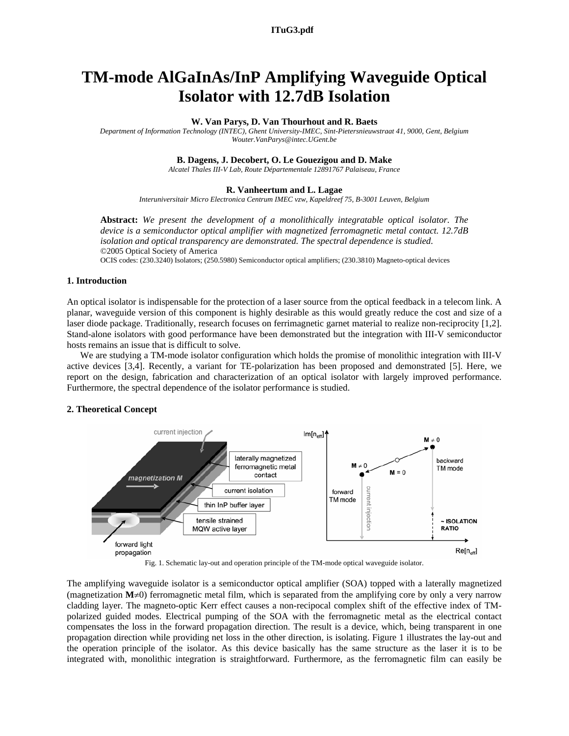# TM-mode AlGaInAs/InP Amplifying Waveguide Optical Isolator with 12.7dB Isolation

**W. Van Parys, D. Van Thourhout and R. Baets**

*Department of Information Technology (INTEC), Ghent University-IMEC, Sint-Pietersnieuwstraat 41, 9000, Gent, Belgium*
*Wouter.VanParys@intec.UGent.be*

**B. Dagens, J. Decobert, O. Le Gouezigou and D. Make**

*Alcatel Thales III-V Lab, Route Départementale 12891767 Palaiseau, France*

**R. Vanheertum and L. Lagae**

*Interuniversitair Micro Electronica Centrum IMEC vzw, Kapeldreef 75, B-3001 Leuven, Belgium*

**Abstract:** *We present the development of a monolithically integratable optical isolator. The device is a semiconductor optical amplifier with magnetized ferromagnetic metal contact. 12.7dB isolation and optical transparency are demonstrated. The spectral dependence is studied.*
©2005 Optical Society of America
OCIS codes: (230.3240) Isolators; (250.5980) Semiconductor optical amplifiers; (230.3810) Magneto-optical devices

## 1. Introduction

An optical isolator is indispensable for the protection of a laser source from the optical feedback in a telecom link. A planar, waveguide version of this component is highly desirable as this would greatly reduce the cost and size of a laser diode package. Traditionally, research focuses on ferrimagnetic garnet material to realize non-reciprocity [1,2]. Stand-alone isolators with good performance have been demonstrated but the integration with III-V semiconductor hosts remains an issue that is difficult to solve.

We are studying a TM-mode isolator configuration which holds the promise of monolithic integration with III-V active devices [3,4]. Recently, a variant for TE-polarization has been proposed and demonstrated [5]. Here, we report on the design, fabrication and characterization of an optical isolator with largely improved performance. Furthermore, the spectral dependence of the isolator performance is studied.

## 2. Theoretical Concept

Fig. 1. Schematic lay-out and operation principle of the TM-mode optical waveguide isolator.

The amplifying waveguide isolator is a semiconductor optical amplifier (SOA) topped with a laterally magnetized (magnetization $\mathbf{M}\neq 0$) ferromagnetic metal film, which is separated from the amplifying core by only a very narrow cladding layer. The magneto-optic Kerr effect causes a non-recipocal complex shift of the effective index of TM-polarized guided modes. Electrical pumping of the SOA with the ferromagnetic metal as the electrical contact compensates the loss in the forward propagation direction. The result is a device, which, being transparent in one propagation direction while providing net loss in the other direction, is isolating. Figure 1 illustrates the lay-out and the operation principle of the isolator. As this device basically has the same structure as the laser it is to be integrated with, monolithic integration is straightforward. Furthermore, as the ferromagnetic film can easily be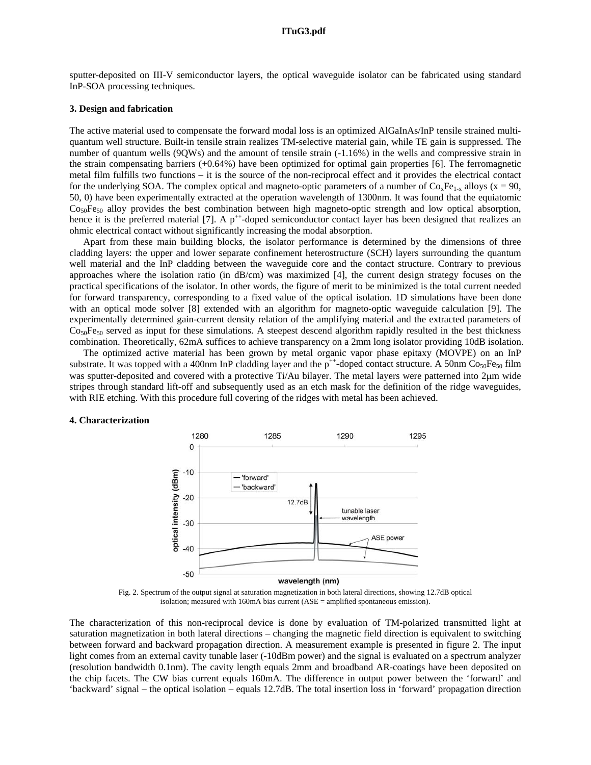sputter-deposited on III-V semiconductor layers, the optical waveguide isolator can be fabricated using standard InP-SOA processing techniques.

### 3. Design and fabrication

The active material used to compensate the forward modal loss is an optimized AlGaInAs/InP tensile strained multi-quantum well structure. Built-in tensile strain realizes TM-selective material gain, while TE gain is suppressed. The number of quantum wells (9QWs) and the amount of tensile strain (-1.16%) in the wells and compressive strain in the strain compensating barriers (+0.64%) have been optimized for optimal gain properties [6]. The ferromagnetic metal film fulfills two functions – it is the source of the non-reciprocal effect and it provides the electrical contact for the underlying SOA. The complex optical and magneto-optic parameters of a number of $Co_xFe_{1-x}$ alloys (x = 90, 50, 0) have been experimentally extracted at the operation wavelength of 1300nm. It was found that the equiatomic $Co_{50}Fe_{50}$ alloy provides the best combination between high magneto-optic strength and low optical absorption, hence it is the preferred material [7]. A $p^{++}$-doped semiconductor contact layer has been designed that realizes an ohmic electrical contact without significantly increasing the modal absorption.

Apart from these main building blocks, the isolator performance is determined by the dimensions of three cladding layers: the upper and lower separate confinement heterostructure (SCH) layers surrounding the quantum well material and the InP cladding between the waveguide core and the contact structure. Contrary to previous approaches where the isolation ratio (in dB/cm) was maximized [4], the current design strategy focuses on the practical specifications of the isolator. In other words, the figure of merit to be minimized is the total current needed for forward transparency, corresponding to a fixed value of the optical isolation. 1D simulations have been done with an optical mode solver [8] extended with an algorithm for magneto-optic waveguide calculation [9]. The experimentally determined gain-current density relation of the amplifying material and the extracted parameters of $Co_{50}Fe_{50}$ served as input for these simulations. A steepest descend algorithm rapidly resulted in the best thickness combination. Theoretically, 62mA suffices to achieve transparency on a 2mm long isolator providing 10dB isolation.

The optimized active material has been grown by metal organic vapor phase epitaxy (MOVPE) on an InP substrate. It was topped with a 400nm InP cladding layer and the $p^{++}$-doped contact structure. A 50nm $Co_{50}Fe_{50}$ film was sputter-deposited and covered with a protective Ti/Au bilayer. The metal layers were patterned into 2μm wide stripes through standard lift-off and subsequently used as an etch mask for the definition of the ridge waveguides, with RIE etching. With this procedure full covering of the ridges with metal has been achieved.

### 4. Characterization

Fig. 2. Spectrum of the output signal at saturation magnetization in both lateral directions, showing 12.7dB optical isolation; measured with 160mA bias current (ASE = amplified spontaneous emission).

The characterization of this non-reciprocal device is done by evaluation of TM-polarized transmitted light at saturation magnetization in both lateral directions – changing the magnetic field direction is equivalent to switching between forward and backward propagation direction. A measurement example is presented in figure 2. The input light comes from an external cavity tunable laser (-10dBm power) and the signal is evaluated on a spectrum analyzer (resolution bandwidth 0.1nm). The cavity length equals 2mm and broadband AR-coatings have been deposited on the chip facets. The CW bias current equals 160mA. The difference in output power between the 'forward' and 'backward' signal – the optical isolation – equals 12.7dB. The total insertion loss in 'forward' propagation direction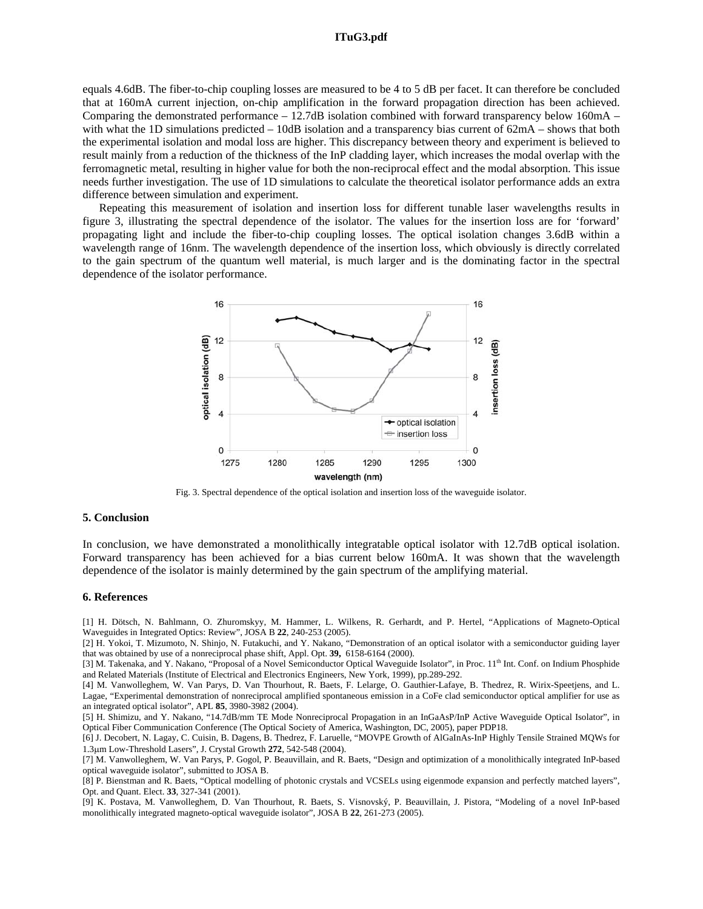equals 4.6dB. The fiber-to-chip coupling losses are measured to be 4 to 5 dB per facet. It can therefore be concluded that at 160mA current injection, on-chip amplification in the forward propagation direction has been achieved. Comparing the demonstrated performance – 12.7dB isolation combined with forward transparency below 160mA – with what the 1D simulations predicted – 10dB isolation and a transparency bias current of 62mA – shows that both the experimental isolation and modal loss are higher. This discrepancy between theory and experiment is believed to result mainly from a reduction of the thickness of the InP cladding layer, which increases the modal overlap with the ferromagnetic metal, resulting in higher value for both the non-reciprocal effect and the modal absorption. This issue needs further investigation. The use of 1D simulations to calculate the theoretical isolator performance adds an extra difference between simulation and experiment.

Repeating this measurement of isolation and insertion loss for different tunable laser wavelengths results in figure 3, illustrating the spectral dependence of the isolator. The values for the insertion loss are for 'forward' propagating light and include the fiber-to-chip coupling losses. The optical isolation changes 3.6dB within a wavelength range of 16nm. The wavelength dependence of the insertion loss, which obviously is directly correlated to the gain spectrum of the quantum well material, is much larger and is the dominating factor in the spectral dependence of the isolator performance.

optical isolation (dB)
insertion loss (dB)
0
4
8
12
16
1275
1280
1285
1290
1295
1300
wavelength (nm)
optical isolation
insertion loss

Fig. 3. Spectral dependence of the optical isolation and insertion loss of the waveguide isolator.

## 5. Conclusion

In conclusion, we have demonstrated a monolithically integratable optical isolator with 12.7dB optical isolation. Forward transparency has been achieved for a bias current below 160mA. It was shown that the wavelength dependence of the isolator is mainly determined by the gain spectrum of the amplifying material.

## 6. References

[1] H. Dötsch, N. Bahlmann, O. Zhuromskyy, M. Hammer, L. Wilkens, R. Gerhardt, and P. Hertel, "Applications of Magneto-Optical Waveguides in Integrated Optics: Review", JOSA B **22**, 240-253 (2005).

[2] H. Yokoi, T. Mizumoto, N. Shinjo, N. Futakuchi, and Y. Nakano, "Demonstration of an optical isolator with a semiconductor guiding layer that was obtained by use of a nonreciprocal phase shift, Appl. Opt. **39**, 6158-6164 (2000).

[3] M. Takenaka, and Y. Nakano, "Proposal of a Novel Semiconductor Optical Waveguide Isolator", in Proc. 11th Int. Conf. on Indium Phosphide and Related Materials (Institute of Electrical and Electronics Engineers, New York, 1999), pp.289-292.

[4] M. Vanwolleghem, W. Van Parys, D. Van Thourhout, R. Baets, F. Lelarge, O. Gauthier-Lafaye, B. Thedrez, R. Wirix-Speetjens, and L. Lagae, "Experimental demonstration of nonreciprocal amplified spontaneous emission in a CoFe clad semiconductor optical amplifier for use as an integrated optical isolator", APL **85**, 3980-3982 (2004).

[5] H. Shimizu, and Y. Nakano, "14.7dB/mm TE Mode Nonreciprocal Propagation in an InGaAsP/InP Active Waveguide Optical Isolator", in Optical Fiber Communication Conference (The Optical Society of America, Washington, DC, 2005), paper PDP18.

[6] J. Decobert, N. Lagay, C. Cuisin, B. Dagens, B. Thedrez, F. Laruelle, "MOVPE Growth of AlGaInAs-InP Highly Tensile Strained MQWs for 1.3μm Low-Threshold Lasers", J. Crystal Growth **272**, 542-548 (2004).

[7] M. Vanwolleghem, W. Van Parys, P. Gogol, P. Beauvillain, and R. Baets, "Design and optimization of a monolithically integrated InP-based optical waveguide isolator", submitted to JOSA B.

[8] P. Bienstman and R. Baets, "Optical modelling of photonic crystals and VCSELs using eigenmode expansion and perfectly matched layers", Opt. and Quant. Elect. **33**, 327-341 (2001).

[9] K. Postava, M. Vanwolleghem, D. Van Thourhout, R. Baets, S. Visnovský, P. Beauvillain, J. Pistora, "Modeling of a novel InP-based monolithically integrated magneto-optical waveguide isolator", JOSA B **22**, 261-273 (2005).